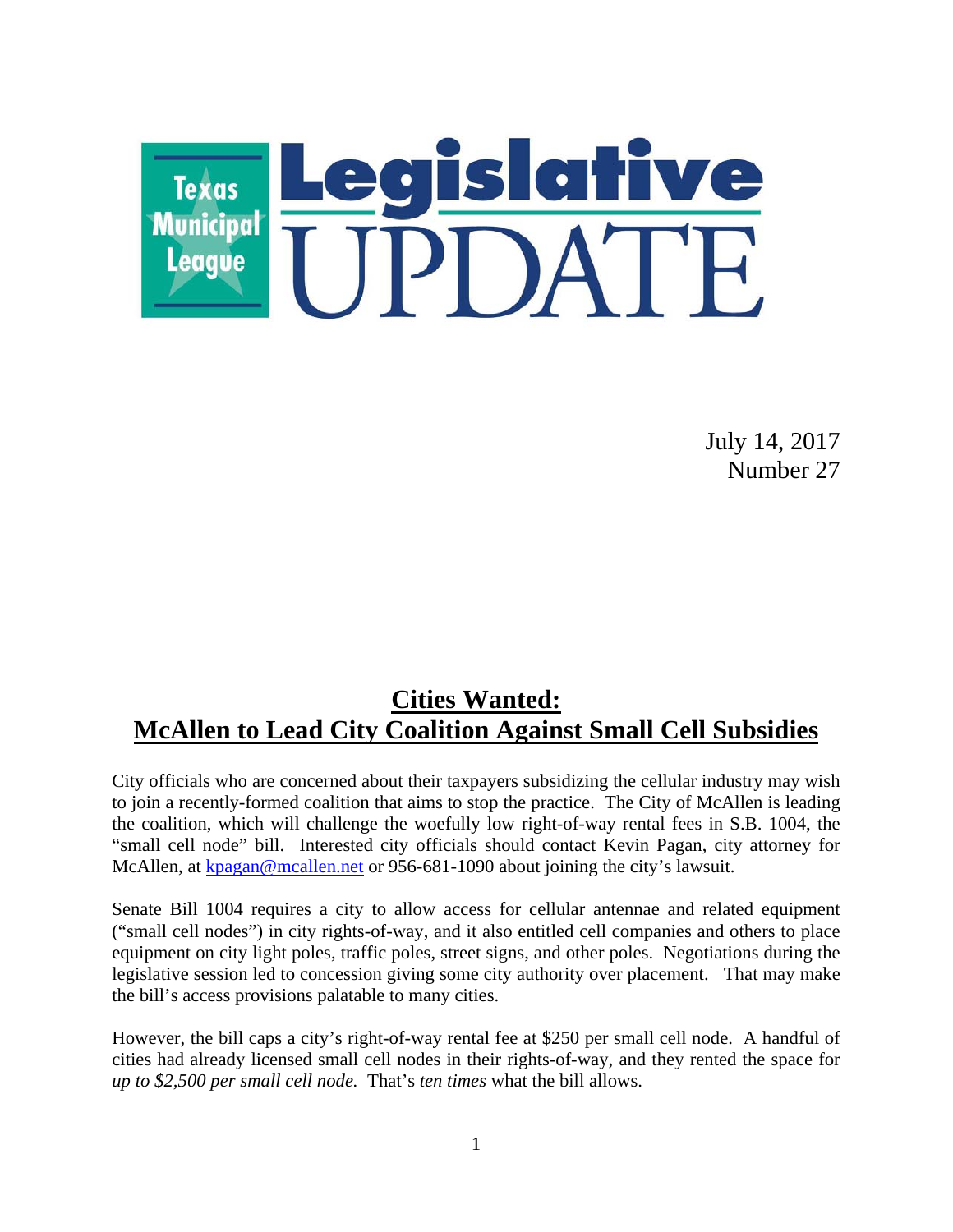# Texas Municipal League Legislative UPDATE

July 14, 2017
Number 27

## Cities Wanted: McAllen to Lead City Coalition Against Small Cell Subsidies

City officials who are concerned about their taxpayers subsidizing the cellular industry may wish to join a recently-formed coalition that aims to stop the practice. The City of McAllen is leading the coalition, which will challenge the woefully low right-of-way rental fees in S.B. 1004, the "small cell node" bill. Interested city officials should contact Kevin Pagan, city attorney for McAllen, at kpagan@mcallen.net or 956-681-1090 about joining the city's lawsuit.

Senate Bill 1004 requires a city to allow access for cellular antennae and related equipment ("small cell nodes") in city rights-of-way, and it also entitled cell companies and others to place equipment on city light poles, traffic poles, street signs, and other poles. Negotiations during the legislative session led to concession giving some city authority over placement. That may make the bill's access provisions palatable to many cities.

However, the bill caps a city's right-of-way rental fee at $250 per small cell node. A handful of cities had already licensed small cell nodes in their rights-of-way, and they rented the space for *up to $2,500 per small cell node.* That's *ten times* what the bill allows.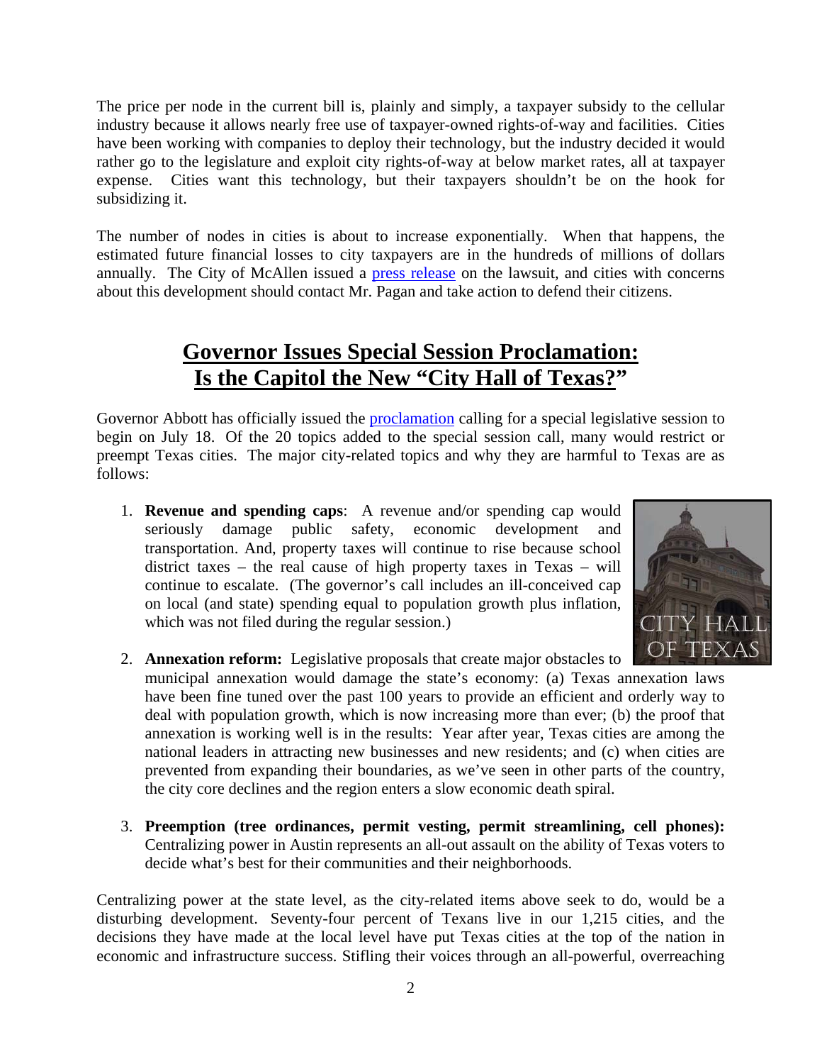The price per node in the current bill is, plainly and simply, a taxpayer subsidy to the cellular industry because it allows nearly free use of taxpayer-owned rights-of-way and facilities. Cities have been working with companies to deploy their technology, but the industry decided it would rather go to the legislature and exploit city rights-of-way at below market rates, all at taxpayer expense. Cities want this technology, but their taxpayers shouldn't be on the hook for subsidizing it.

The number of nodes in cities is about to increase exponentially. When that happens, the estimated future financial losses to city taxpayers are in the hundreds of millions of dollars annually. The City of McAllen issued a press release on the lawsuit, and cities with concerns about this development should contact Mr. Pagan and take action to defend their citizens.

## Governor Issues Special Session Proclamation: Is the Capitol the New "City Hall of Texas?"

Governor Abbott has officially issued the proclamation calling for a special legislative session to begin on July 18. Of the 20 topics added to the special session call, many would restrict or preempt Texas cities. The major city-related topics and why they are harmful to Texas are as follows:

1. **Revenue and spending caps**: A revenue and/or spending cap would seriously damage public safety, economic development and transportation. And, property taxes will continue to rise because school district taxes – the real cause of high property taxes in Texas – will continue to escalate. (The governor's call includes an ill-conceived cap on local (and state) spending equal to population growth plus inflation, which was not filed during the regular session.)
2. **Annexation reform:** Legislative proposals that create major obstacles to municipal annexation would damage the state's economy: (a) Texas annexation laws have been fine tuned over the past 100 years to provide an efficient and orderly way to deal with population growth, which is now increasing more than ever; (b) the proof that annexation is working well is in the results: Year after year, Texas cities are among the national leaders in attracting new businesses and new residents; and (c) when cities are prevented from expanding their boundaries, as we've seen in other parts of the country, the city core declines and the region enters a slow economic death spiral.
3. **Preemption (tree ordinances, permit vesting, permit streamlining, cell phones):** Centralizing power in Austin represents an all-out assault on the ability of Texas voters to decide what's best for their communities and their neighborhoods.

Centralizing power at the state level, as the city-related items above seek to do, would be a disturbing development. Seventy-four percent of Texans live in our 1,215 cities, and the decisions they have made at the local level have put Texas cities at the top of the nation in economic and infrastructure success. Stifling their voices through an all-powerful, overreaching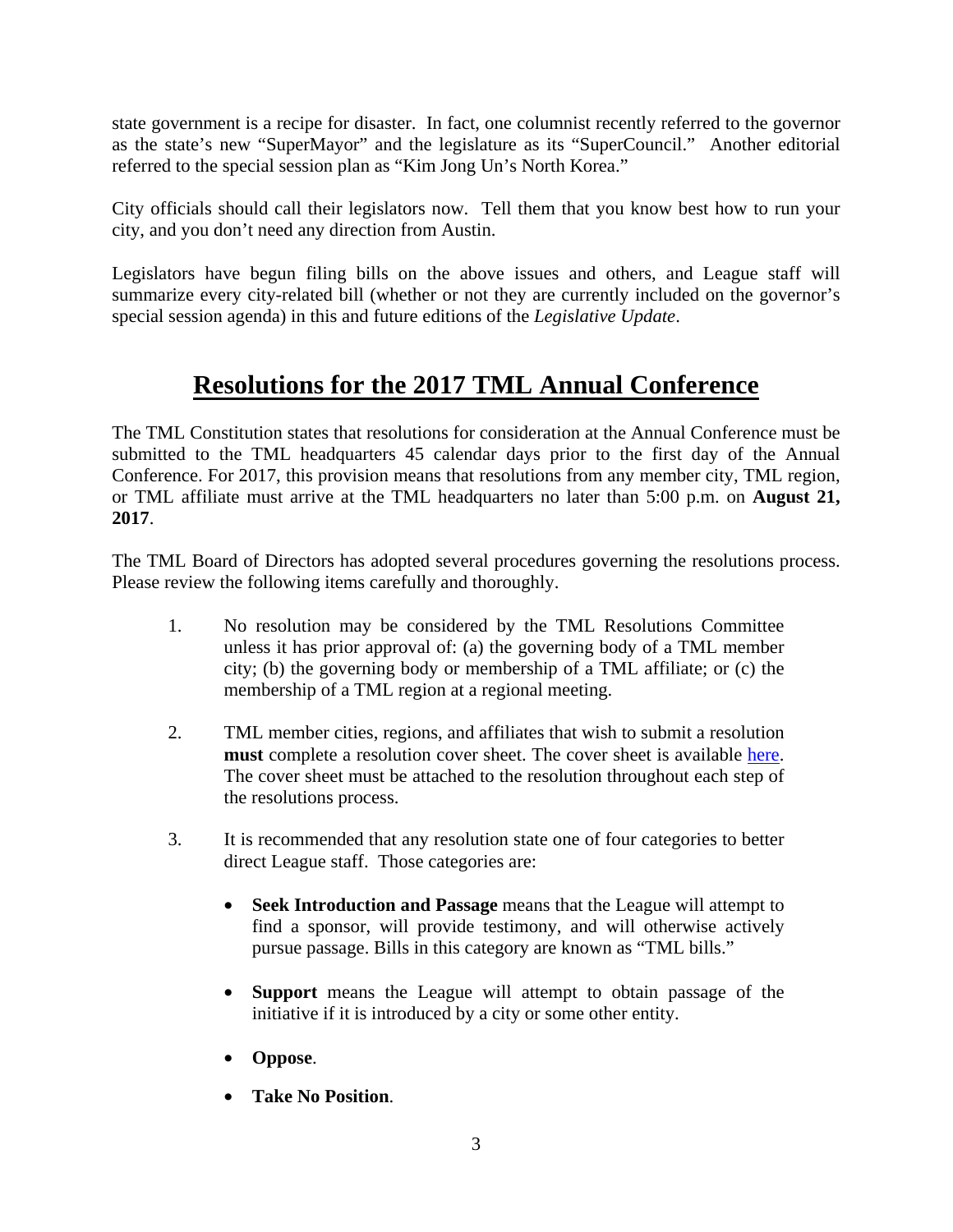state government is a recipe for disaster. In fact, one columnist recently referred to the governor as the state's new "SuperMayor" and the legislature as its "SuperCouncil." Another editorial referred to the special session plan as "Kim Jong Un's North Korea."

City officials should call their legislators now. Tell them that you know best how to run your city, and you don't need any direction from Austin.

Legislators have begun filing bills on the above issues and others, and League staff will summarize every city-related bill (whether or not they are currently included on the governor's special session agenda) in this and future editions of the *Legislative Update*.

# Resolutions for the 2017 TML Annual Conference

The TML Constitution states that resolutions for consideration at the Annual Conference must be submitted to the TML headquarters 45 calendar days prior to the first day of the Annual Conference. For 2017, this provision means that resolutions from any member city, TML region, or TML affiliate must arrive at the TML headquarters no later than 5:00 p.m. on **August 21, 2017**.

The TML Board of Directors has adopted several procedures governing the resolutions process. Please review the following items carefully and thoroughly.

1. No resolution may be considered by the TML Resolutions Committee unless it has prior approval of: (a) the governing body of a TML member city; (b) the governing body or membership of a TML affiliate; or (c) the membership of a TML region at a regional meeting.

2. TML member cities, regions, and affiliates that wish to submit a resolution **must** complete a resolution cover sheet. The cover sheet is available here. The cover sheet must be attached to the resolution throughout each step of the resolutions process.

3. It is recommended that any resolution state one of four categories to better direct League staff. Those categories are:

   - **Seek Introduction and Passage** means that the League will attempt to find a sponsor, will provide testimony, and will otherwise actively pursue passage. Bills in this category are known as "TML bills."

   - **Support** means the League will attempt to obtain passage of the initiative if it is introduced by a city or some other entity.

   - **Oppose**.

   - **Take No Position**.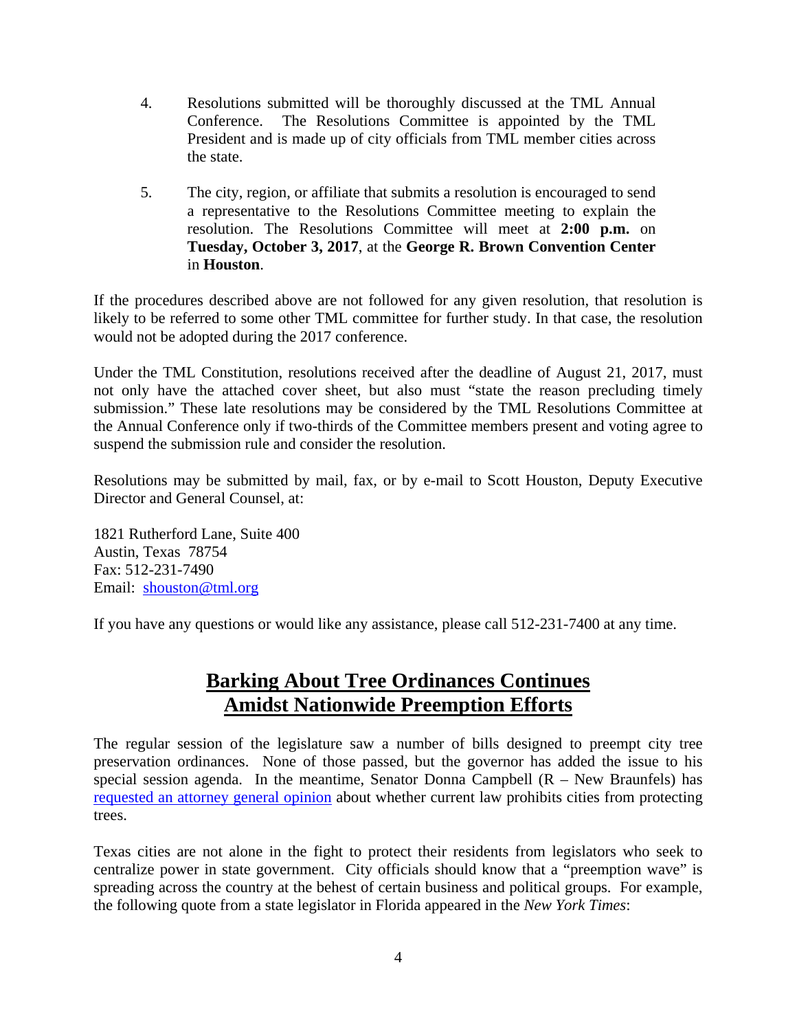4. Resolutions submitted will be thoroughly discussed at the TML Annual Conference. The Resolutions Committee is appointed by the TML President and is made up of city officials from TML member cities across the state.

5. The city, region, or affiliate that submits a resolution is encouraged to send a representative to the Resolutions Committee meeting to explain the resolution. The Resolutions Committee will meet at **2:00 p.m.** on **Tuesday, October 3, 2017**, at the **George R. Brown Convention Center** in **Houston**.

If the procedures described above are not followed for any given resolution, that resolution is likely to be referred to some other TML committee for further study. In that case, the resolution would not be adopted during the 2017 conference.

Under the TML Constitution, resolutions received after the deadline of August 21, 2017, must not only have the attached cover sheet, but also must "state the reason precluding timely submission." These late resolutions may be considered by the TML Resolutions Committee at the Annual Conference only if two-thirds of the Committee members present and voting agree to suspend the submission rule and consider the resolution.

Resolutions may be submitted by mail, fax, or by e-mail to Scott Houston, Deputy Executive Director and General Counsel, at:

1821 Rutherford Lane, Suite 400
Austin, Texas 78754
Fax: 512-231-7490
Email: shouston@tml.org

If you have any questions or would like any assistance, please call 512-231-7400 at any time.

## Barking About Tree Ordinances Continues Amidst Nationwide Preemption Efforts

The regular session of the legislature saw a number of bills designed to preempt city tree preservation ordinances. None of those passed, but the governor has added the issue to his special session agenda. In the meantime, Senator Donna Campbell (R – New Braunfels) has requested an attorney general opinion about whether current law prohibits cities from protecting trees.

Texas cities are not alone in the fight to protect their residents from legislators who seek to centralize power in state government. City officials should know that a "preemption wave" is spreading across the country at the behest of certain business and political groups. For example, the following quote from a state legislator in Florida appeared in the *New York Times*: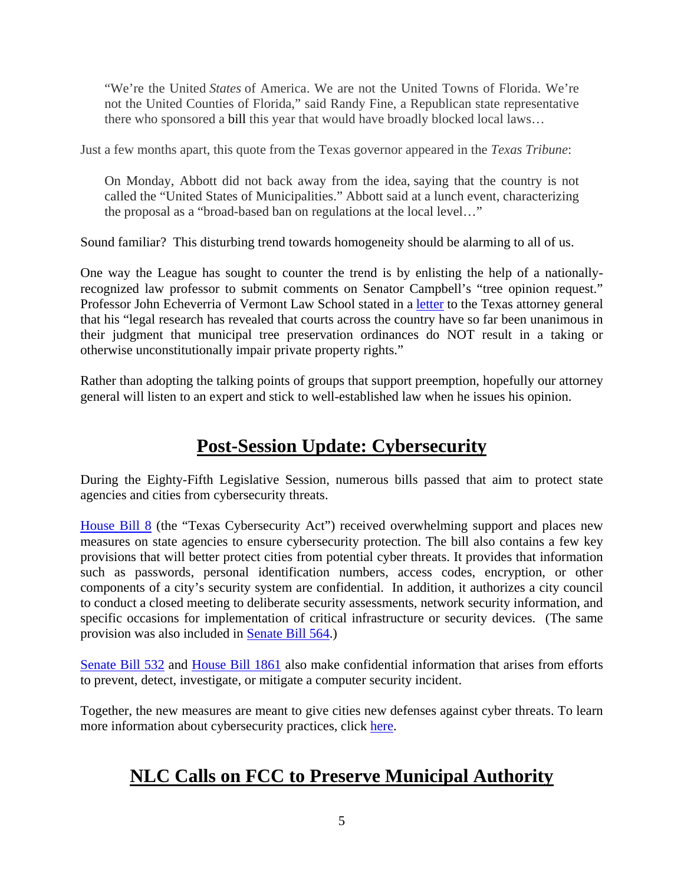> "We're the United *States* of America. We are not the United Towns of Florida. We're not the United Counties of Florida," said Randy Fine, a Republican state representative there who sponsored a bill this year that would have broadly blocked local laws…

Just a few months apart, this quote from the Texas governor appeared in the *Texas Tribune*:

> On Monday, Abbott did not back away from the idea, saying that the country is not called the "United States of Municipalities." Abbott said at a lunch event, characterizing the proposal as a "broad-based ban on regulations at the local level…"

Sound familiar? This disturbing trend towards homogeneity should be alarming to all of us.

One way the League has sought to counter the trend is by enlisting the help of a nationally-recognized law professor to submit comments on Senator Campbell's "tree opinion request." Professor John Echeverria of Vermont Law School stated in a letter to the Texas attorney general that his "legal research has revealed that courts across the country have so far been unanimous in their judgment that municipal tree preservation ordinances do NOT result in a taking or otherwise unconstitutionally impair private property rights."

Rather than adopting the talking points of groups that support preemption, hopefully our attorney general will listen to an expert and stick to well-established law when he issues his opinion.

# Post-Session Update: Cybersecurity

During the Eighty-Fifth Legislative Session, numerous bills passed that aim to protect state agencies and cities from cybersecurity threats.

House Bill 8 (the "Texas Cybersecurity Act") received overwhelming support and places new measures on state agencies to ensure cybersecurity protection. The bill also contains a few key provisions that will better protect cities from potential cyber threats. It provides that information such as passwords, personal identification numbers, access codes, encryption, or other components of a city's security system are confidential. In addition, it authorizes a city council to conduct a closed meeting to deliberate security assessments, network security information, and specific occasions for implementation of critical infrastructure or security devices. (The same provision was also included in Senate Bill 564.)

Senate Bill 532 and House Bill 1861 also make confidential information that arises from efforts to prevent, detect, investigate, or mitigate a computer security incident.

Together, the new measures are meant to give cities new defenses against cyber threats. To learn more information about cybersecurity practices, click here.

# NLC Calls on FCC to Preserve Municipal Authority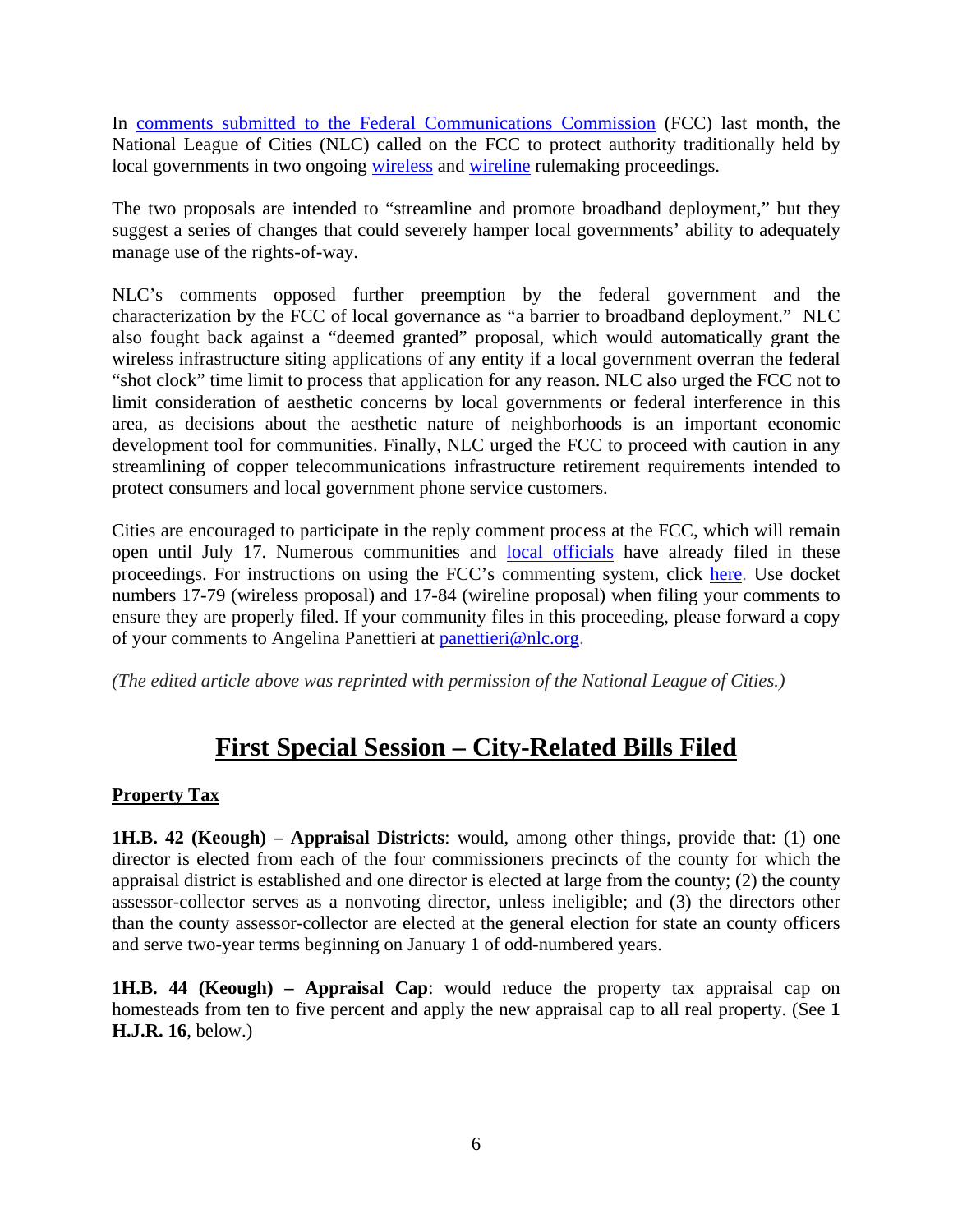In comments submitted to the Federal Communications Commission (FCC) last month, the National League of Cities (NLC) called on the FCC to protect authority traditionally held by local governments in two ongoing wireless and wireline rulemaking proceedings.

The two proposals are intended to "streamline and promote broadband deployment," but they suggest a series of changes that could severely hamper local governments' ability to adequately manage use of the rights-of-way.

NLC's comments opposed further preemption by the federal government and the characterization by the FCC of local governance as "a barrier to broadband deployment." NLC also fought back against a "deemed granted" proposal, which would automatically grant the wireless infrastructure siting applications of any entity if a local government overran the federal "shot clock" time limit to process that application for any reason. NLC also urged the FCC not to limit consideration of aesthetic concerns by local governments or federal interference in this area, as decisions about the aesthetic nature of neighborhoods is an important economic development tool for communities. Finally, NLC urged the FCC to proceed with caution in any streamlining of copper telecommunications infrastructure retirement requirements intended to protect consumers and local government phone service customers.

Cities are encouraged to participate in the reply comment process at the FCC, which will remain open until July 17. Numerous communities and local officials have already filed in these proceedings. For instructions on using the FCC's commenting system, click here. Use docket numbers 17-79 (wireless proposal) and 17-84 (wireline proposal) when filing your comments to ensure they are properly filed. If your community files in this proceeding, please forward a copy of your comments to Angelina Panettieri at panettieri@nlc.org.

*(The edited article above was reprinted with permission of the National League of Cities.)*

## First Special Session – City-Related Bills Filed

### Property Tax

**1H.B. 42 (Keough) – Appraisal Districts**: would, among other things, provide that: (1) one director is elected from each of the four commissioners precincts of the county for which the appraisal district is established and one director is elected at large from the county; (2) the county assessor-collector serves as a nonvoting director, unless ineligible; and (3) the directors other than the county assessor-collector are elected at the general election for state an county officers and serve two-year terms beginning on January 1 of odd-numbered years.

**1H.B. 44 (Keough) – Appraisal Cap**: would reduce the property tax appraisal cap on homesteads from ten to five percent and apply the new appraisal cap to all real property. (See **1 H.J.R. 16**, below.)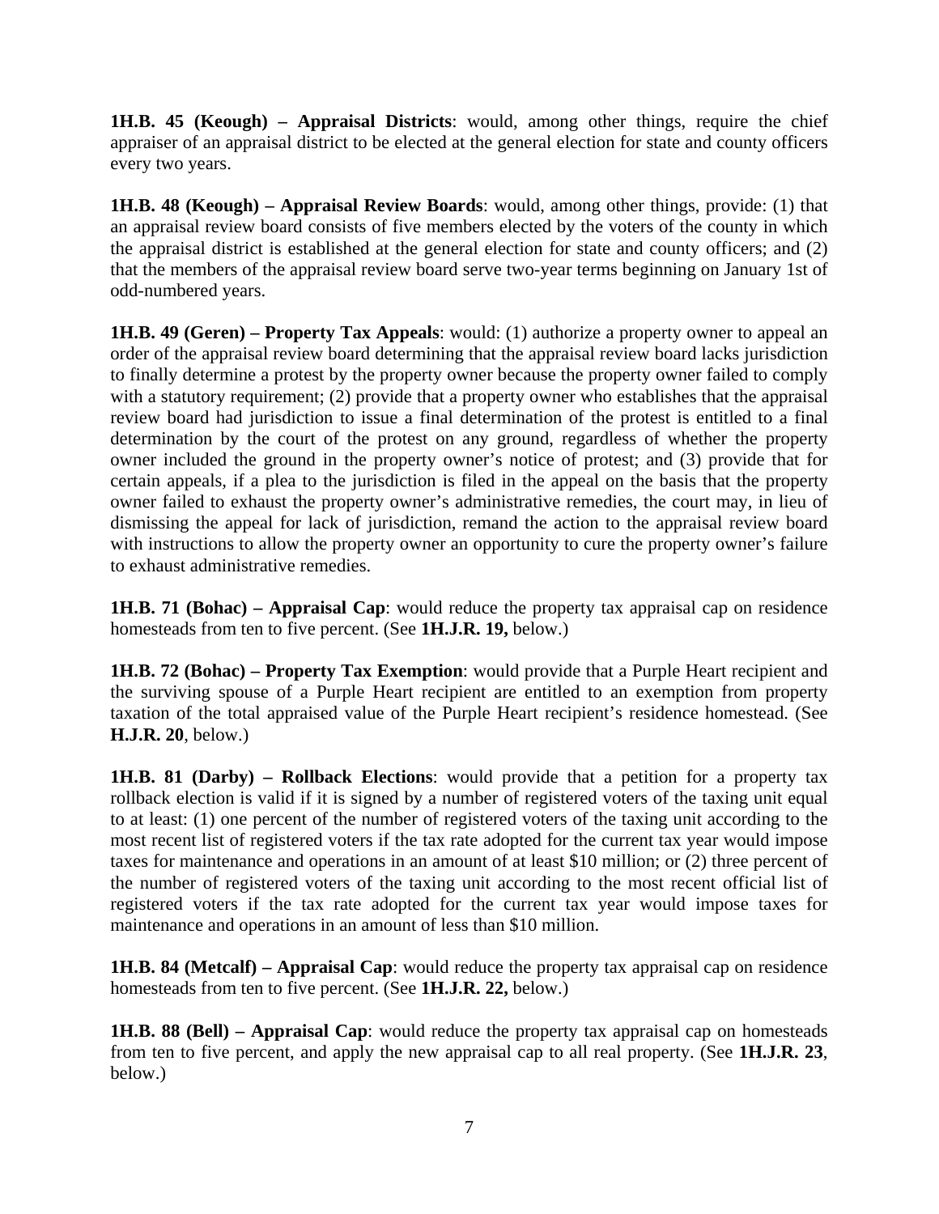**1H.B. 45 (Keough) – Appraisal Districts**: would, among other things, require the chief appraiser of an appraisal district to be elected at the general election for state and county officers every two years.

**1H.B. 48 (Keough) – Appraisal Review Boards**: would, among other things, provide: (1) that an appraisal review board consists of five members elected by the voters of the county in which the appraisal district is established at the general election for state and county officers; and (2) that the members of the appraisal review board serve two-year terms beginning on January 1st of odd-numbered years.

**1H.B. 49 (Geren) – Property Tax Appeals**: would: (1) authorize a property owner to appeal an order of the appraisal review board determining that the appraisal review board lacks jurisdiction to finally determine a protest by the property owner because the property owner failed to comply with a statutory requirement; (2) provide that a property owner who establishes that the appraisal review board had jurisdiction to issue a final determination of the protest is entitled to a final determination by the court of the protest on any ground, regardless of whether the property owner included the ground in the property owner's notice of protest; and (3) provide that for certain appeals, if a plea to the jurisdiction is filed in the appeal on the basis that the property owner failed to exhaust the property owner's administrative remedies, the court may, in lieu of dismissing the appeal for lack of jurisdiction, remand the action to the appraisal review board with instructions to allow the property owner an opportunity to cure the property owner's failure to exhaust administrative remedies.

**1H.B. 71 (Bohac) – Appraisal Cap**: would reduce the property tax appraisal cap on residence homesteads from ten to five percent. (See **1H.J.R. 19,** below.)

**1H.B. 72 (Bohac) – Property Tax Exemption**: would provide that a Purple Heart recipient and the surviving spouse of a Purple Heart recipient are entitled to an exemption from property taxation of the total appraised value of the Purple Heart recipient's residence homestead. (See **H.J.R. 20**, below.)

**1H.B. 81 (Darby) – Rollback Elections**: would provide that a petition for a property tax rollback election is valid if it is signed by a number of registered voters of the taxing unit equal to at least: (1) one percent of the number of registered voters of the taxing unit according to the most recent list of registered voters if the tax rate adopted for the current tax year would impose taxes for maintenance and operations in an amount of at least $10 million; or (2) three percent of the number of registered voters of the taxing unit according to the most recent official list of registered voters if the tax rate adopted for the current tax year would impose taxes for maintenance and operations in an amount of less than $10 million.

**1H.B. 84 (Metcalf) – Appraisal Cap**: would reduce the property tax appraisal cap on residence homesteads from ten to five percent. (See **1H.J.R. 22,** below.)

**1H.B. 88 (Bell) – Appraisal Cap**: would reduce the property tax appraisal cap on homesteads from ten to five percent, and apply the new appraisal cap to all real property. (See **1H.J.R. 23**, below.)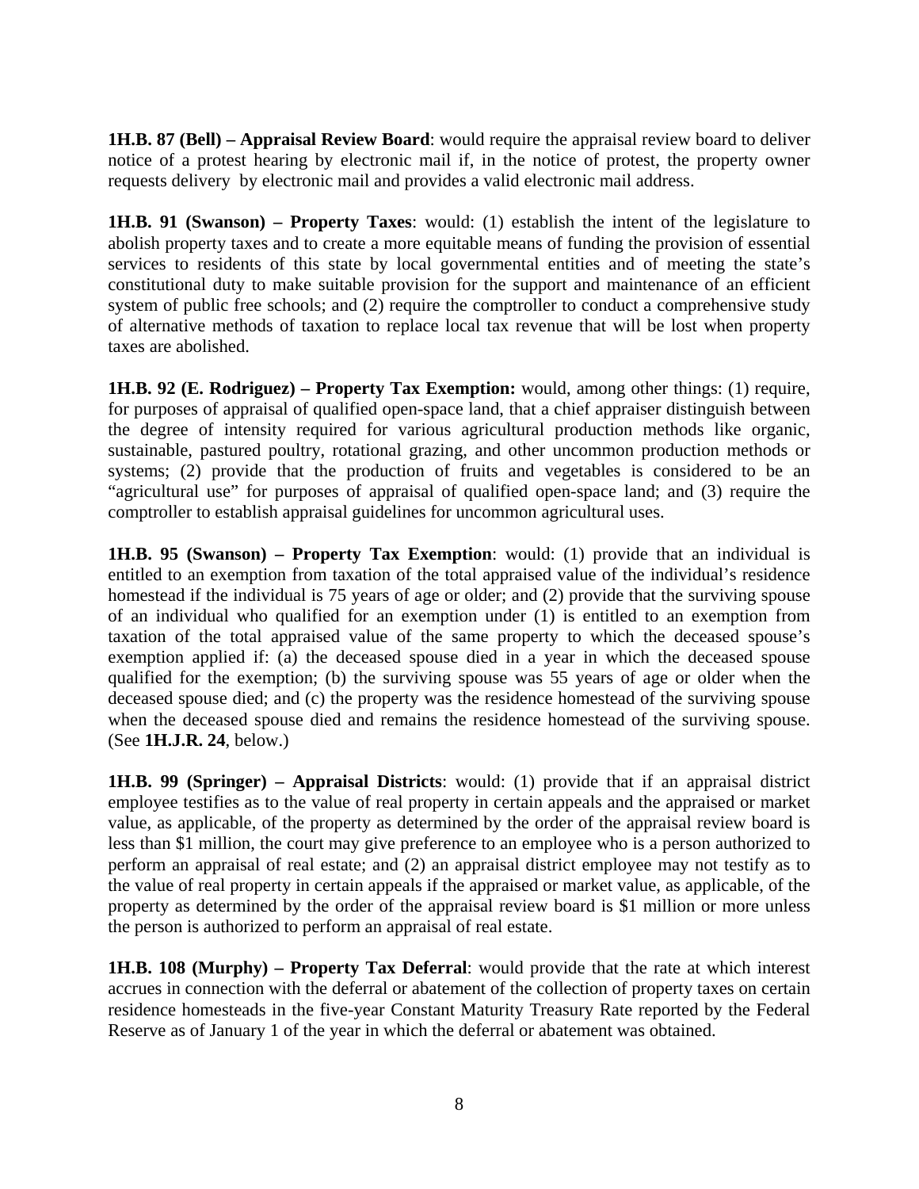**1H.B. 87 (Bell) – Appraisal Review Board**: would require the appraisal review board to deliver notice of a protest hearing by electronic mail if, in the notice of protest, the property owner requests delivery by electronic mail and provides a valid electronic mail address.

**1H.B. 91 (Swanson) – Property Taxes**: would: (1) establish the intent of the legislature to abolish property taxes and to create a more equitable means of funding the provision of essential services to residents of this state by local governmental entities and of meeting the state's constitutional duty to make suitable provision for the support and maintenance of an efficient system of public free schools; and (2) require the comptroller to conduct a comprehensive study of alternative methods of taxation to replace local tax revenue that will be lost when property taxes are abolished.

**1H.B. 92 (E. Rodriguez) – Property Tax Exemption:** would, among other things: (1) require, for purposes of appraisal of qualified open-space land, that a chief appraiser distinguish between the degree of intensity required for various agricultural production methods like organic, sustainable, pastured poultry, rotational grazing, and other uncommon production methods or systems; (2) provide that the production of fruits and vegetables is considered to be an "agricultural use" for purposes of appraisal of qualified open-space land; and (3) require the comptroller to establish appraisal guidelines for uncommon agricultural uses.

**1H.B. 95 (Swanson) – Property Tax Exemption**: would: (1) provide that an individual is entitled to an exemption from taxation of the total appraised value of the individual's residence homestead if the individual is 75 years of age or older; and (2) provide that the surviving spouse of an individual who qualified for an exemption under (1) is entitled to an exemption from taxation of the total appraised value of the same property to which the deceased spouse's exemption applied if: (a) the deceased spouse died in a year in which the deceased spouse qualified for the exemption; (b) the surviving spouse was 55 years of age or older when the deceased spouse died; and (c) the property was the residence homestead of the surviving spouse when the deceased spouse died and remains the residence homestead of the surviving spouse. (See **1H.J.R. 24**, below.)

**1H.B. 99 (Springer) – Appraisal Districts**: would: (1) provide that if an appraisal district employee testifies as to the value of real property in certain appeals and the appraised or market value, as applicable, of the property as determined by the order of the appraisal review board is less than $1 million, the court may give preference to an employee who is a person authorized to perform an appraisal of real estate; and (2) an appraisal district employee may not testify as to the value of real property in certain appeals if the appraised or market value, as applicable, of the property as determined by the order of the appraisal review board is $1 million or more unless the person is authorized to perform an appraisal of real estate.

**1H.B. 108 (Murphy) – Property Tax Deferral**: would provide that the rate at which interest accrues in connection with the deferral or abatement of the collection of property taxes on certain residence homesteads in the five-year Constant Maturity Treasury Rate reported by the Federal Reserve as of January 1 of the year in which the deferral or abatement was obtained.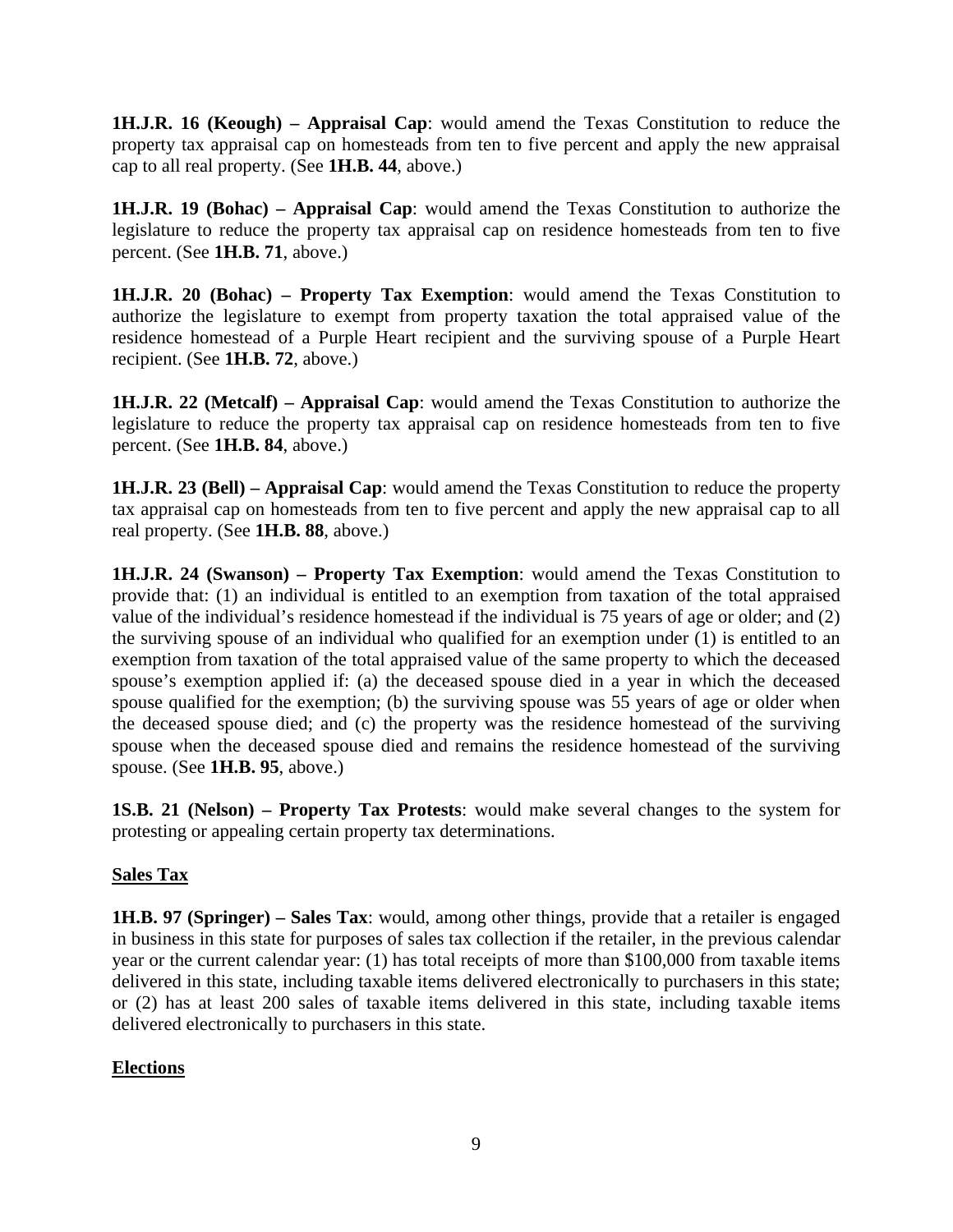**1H.J.R. 16 (Keough) – Appraisal Cap**: would amend the Texas Constitution to reduce the property tax appraisal cap on homesteads from ten to five percent and apply the new appraisal cap to all real property. (See **1H.B. 44**, above.)

**1H.J.R. 19 (Bohac) – Appraisal Cap**: would amend the Texas Constitution to authorize the legislature to reduce the property tax appraisal cap on residence homesteads from ten to five percent. (See **1H.B. 71**, above.)

**1H.J.R. 20 (Bohac) – Property Tax Exemption**: would amend the Texas Constitution to authorize the legislature to exempt from property taxation the total appraised value of the residence homestead of a Purple Heart recipient and the surviving spouse of a Purple Heart recipient. (See **1H.B. 72**, above.)

**1H.J.R. 22 (Metcalf) – Appraisal Cap**: would amend the Texas Constitution to authorize the legislature to reduce the property tax appraisal cap on residence homesteads from ten to five percent. (See **1H.B. 84**, above.)

**1H.J.R. 23 (Bell) – Appraisal Cap**: would amend the Texas Constitution to reduce the property tax appraisal cap on homesteads from ten to five percent and apply the new appraisal cap to all real property. (See **1H.B. 88**, above.)

**1H.J.R. 24 (Swanson) – Property Tax Exemption**: would amend the Texas Constitution to provide that: (1) an individual is entitled to an exemption from taxation of the total appraised value of the individual's residence homestead if the individual is 75 years of age or older; and (2) the surviving spouse of an individual who qualified for an exemption under (1) is entitled to an exemption from taxation of the total appraised value of the same property to which the deceased spouse's exemption applied if: (a) the deceased spouse died in a year in which the deceased spouse qualified for the exemption; (b) the surviving spouse was 55 years of age or older when the deceased spouse died; and (c) the property was the residence homestead of the surviving spouse when the deceased spouse died and remains the residence homestead of the surviving spouse. (See **1H.B. 95**, above.)

**1S.B. 21 (Nelson) – Property Tax Protests**: would make several changes to the system for protesting or appealing certain property tax determinations.

## Sales Tax

**1H.B. 97 (Springer) – Sales Tax**: would, among other things, provide that a retailer is engaged in business in this state for purposes of sales tax collection if the retailer, in the previous calendar year or the current calendar year: (1) has total receipts of more than $100,000 from taxable items delivered in this state, including taxable items delivered electronically to purchasers in this state; or (2) has at least 200 sales of taxable items delivered in this state, including taxable items delivered electronically to purchasers in this state.

## Elections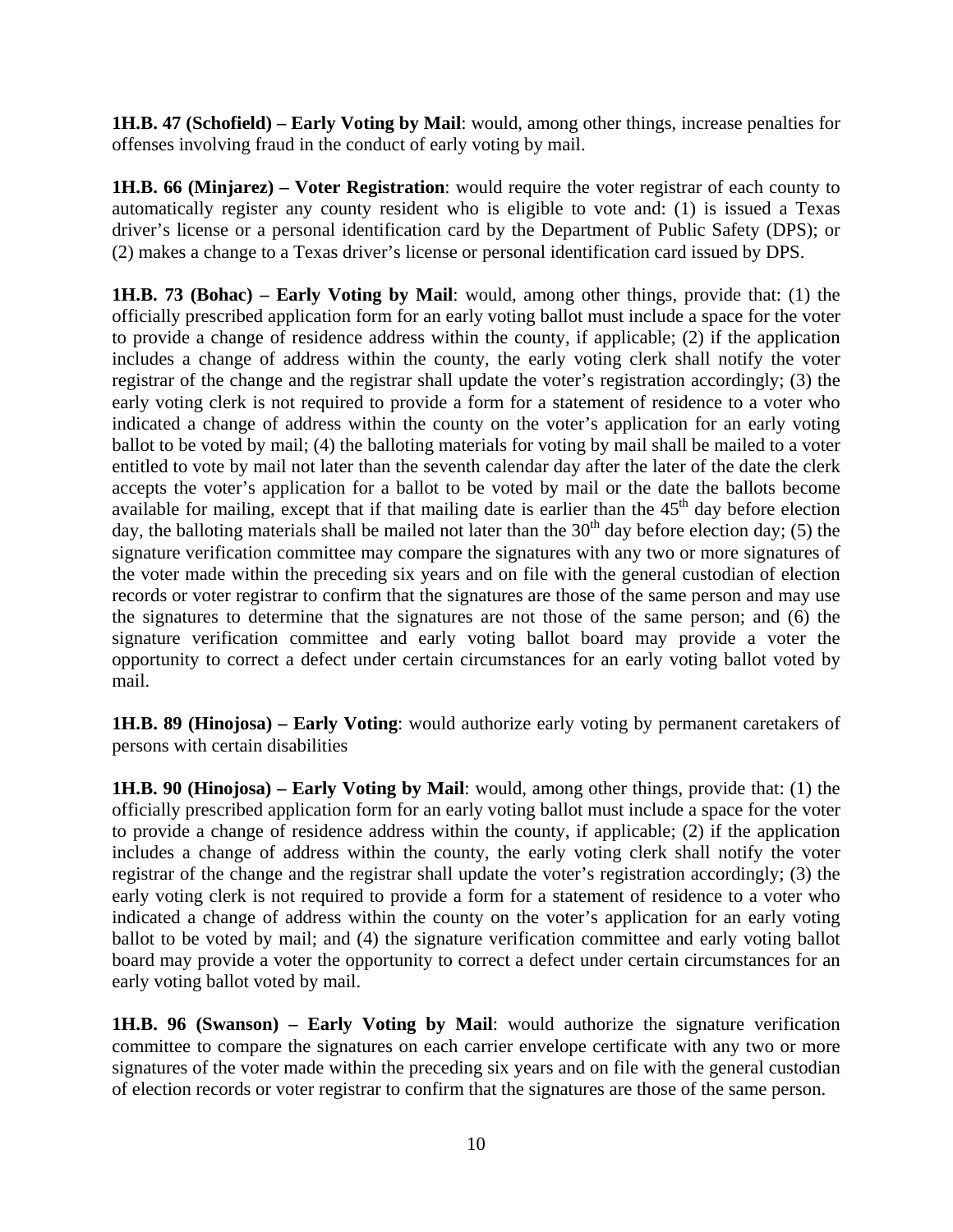**1H.B. 47 (Schofield) – Early Voting by Mail**: would, among other things, increase penalties for offenses involving fraud in the conduct of early voting by mail.

**1H.B. 66 (Minjarez) – Voter Registration**: would require the voter registrar of each county to automatically register any county resident who is eligible to vote and: (1) is issued a Texas driver's license or a personal identification card by the Department of Public Safety (DPS); or (2) makes a change to a Texas driver's license or personal identification card issued by DPS.

**1H.B. 73 (Bohac) – Early Voting by Mail**: would, among other things, provide that: (1) the officially prescribed application form for an early voting ballot must include a space for the voter to provide a change of residence address within the county, if applicable; (2) if the application includes a change of address within the county, the early voting clerk shall notify the voter registrar of the change and the registrar shall update the voter's registration accordingly; (3) the early voting clerk is not required to provide a form for a statement of residence to a voter who indicated a change of address within the county on the voter's application for an early voting ballot to be voted by mail; (4) the balloting materials for voting by mail shall be mailed to a voter entitled to vote by mail not later than the seventh calendar day after the later of the date the clerk accepts the voter's application for a ballot to be voted by mail or the date the ballots become available for mailing, except that if that mailing date is earlier than the 45th day before election day, the balloting materials shall be mailed not later than the 30th day before election day; (5) the signature verification committee may compare the signatures with any two or more signatures of the voter made within the preceding six years and on file with the general custodian of election records or voter registrar to confirm that the signatures are those of the same person and may use the signatures to determine that the signatures are not those of the same person; and (6) the signature verification committee and early voting ballot board may provide a voter the opportunity to correct a defect under certain circumstances for an early voting ballot voted by mail.

**1H.B. 89 (Hinojosa) – Early Voting**: would authorize early voting by permanent caretakers of persons with certain disabilities

**1H.B. 90 (Hinojosa) – Early Voting by Mail**: would, among other things, provide that: (1) the officially prescribed application form for an early voting ballot must include a space for the voter to provide a change of residence address within the county, if applicable; (2) if the application includes a change of address within the county, the early voting clerk shall notify the voter registrar of the change and the registrar shall update the voter's registration accordingly; (3) the early voting clerk is not required to provide a form for a statement of residence to a voter who indicated a change of address within the county on the voter's application for an early voting ballot to be voted by mail; and (4) the signature verification committee and early voting ballot board may provide a voter the opportunity to correct a defect under certain circumstances for an early voting ballot voted by mail.

**1H.B. 96 (Swanson) – Early Voting by Mail**: would authorize the signature verification committee to compare the signatures on each carrier envelope certificate with any two or more signatures of the voter made within the preceding six years and on file with the general custodian of election records or voter registrar to confirm that the signatures are those of the same person.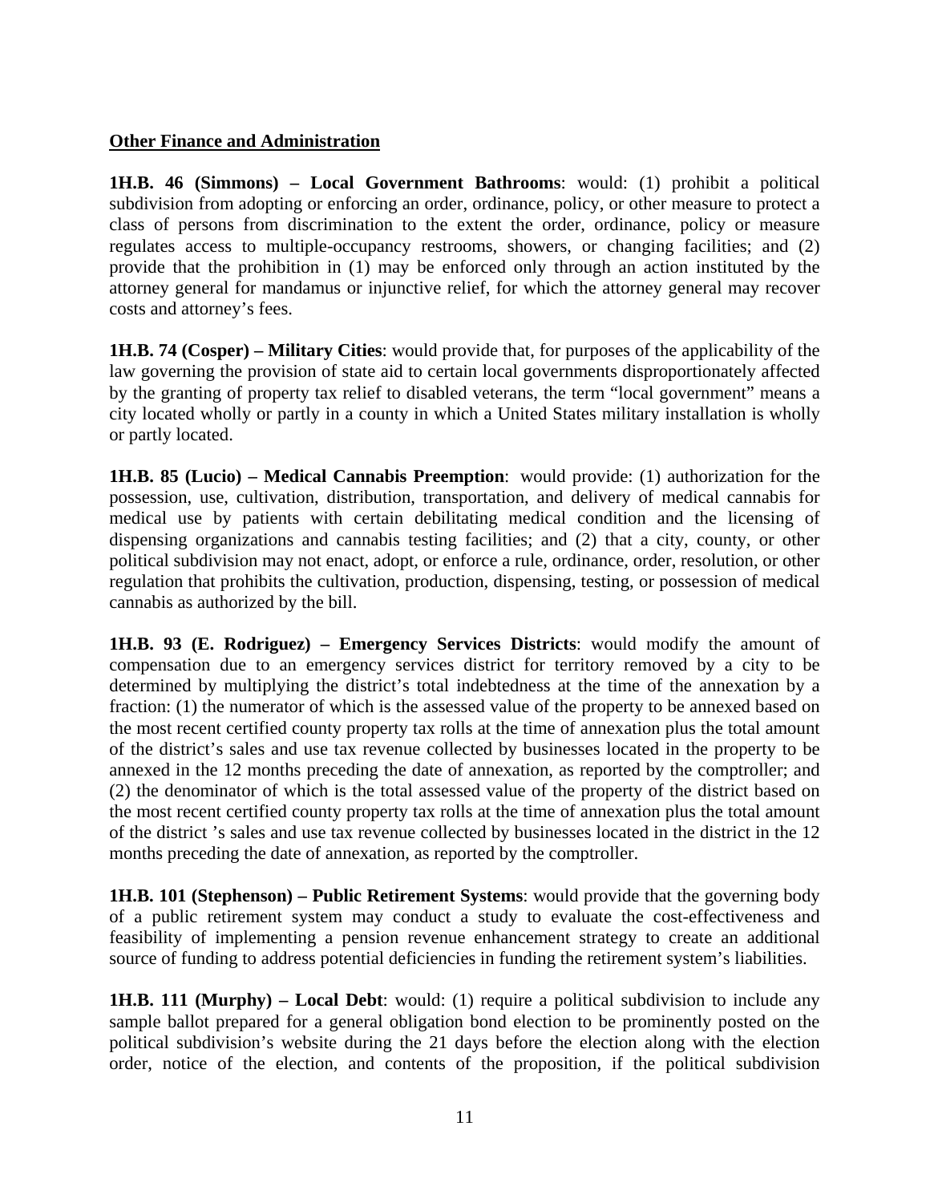**Other Finance and Administration**

**1H.B. 46 (Simmons) – Local Government Bathrooms**: would: (1) prohibit a political subdivision from adopting or enforcing an order, ordinance, policy, or other measure to protect a class of persons from discrimination to the extent the order, ordinance, policy or measure regulates access to multiple-occupancy restrooms, showers, or changing facilities; and (2) provide that the prohibition in (1) may be enforced only through an action instituted by the attorney general for mandamus or injunctive relief, for which the attorney general may recover costs and attorney's fees.

**1H.B. 74 (Cosper) – Military Cities**: would provide that, for purposes of the applicability of the law governing the provision of state aid to certain local governments disproportionately affected by the granting of property tax relief to disabled veterans, the term "local government" means a city located wholly or partly in a county in which a United States military installation is wholly or partly located.

**1H.B. 85 (Lucio) – Medical Cannabis Preemption**: would provide: (1) authorization for the possession, use, cultivation, distribution, transportation, and delivery of medical cannabis for medical use by patients with certain debilitating medical condition and the licensing of dispensing organizations and cannabis testing facilities; and (2) that a city, county, or other political subdivision may not enact, adopt, or enforce a rule, ordinance, order, resolution, or other regulation that prohibits the cultivation, production, dispensing, testing, or possession of medical cannabis as authorized by the bill.

**1H.B. 93 (E. Rodriguez) – Emergency Services Districts**: would modify the amount of compensation due to an emergency services district for territory removed by a city to be determined by multiplying the district's total indebtedness at the time of the annexation by a fraction: (1) the numerator of which is the assessed value of the property to be annexed based on the most recent certified county property tax rolls at the time of annexation plus the total amount of the district's sales and use tax revenue collected by businesses located in the property to be annexed in the 12 months preceding the date of annexation, as reported by the comptroller; and (2) the denominator of which is the total assessed value of the property of the district based on the most recent certified county property tax rolls at the time of annexation plus the total amount of the district 's sales and use tax revenue collected by businesses located in the district in the 12 months preceding the date of annexation, as reported by the comptroller.

**1H.B. 101 (Stephenson) – Public Retirement Systems**: would provide that the governing body of a public retirement system may conduct a study to evaluate the cost-effectiveness and feasibility of implementing a pension revenue enhancement strategy to create an additional source of funding to address potential deficiencies in funding the retirement system's liabilities.

**1H.B. 111 (Murphy) – Local Debt**: would: (1) require a political subdivision to include any sample ballot prepared for a general obligation bond election to be prominently posted on the political subdivision's website during the 21 days before the election along with the election order, notice of the election, and contents of the proposition, if the political subdivision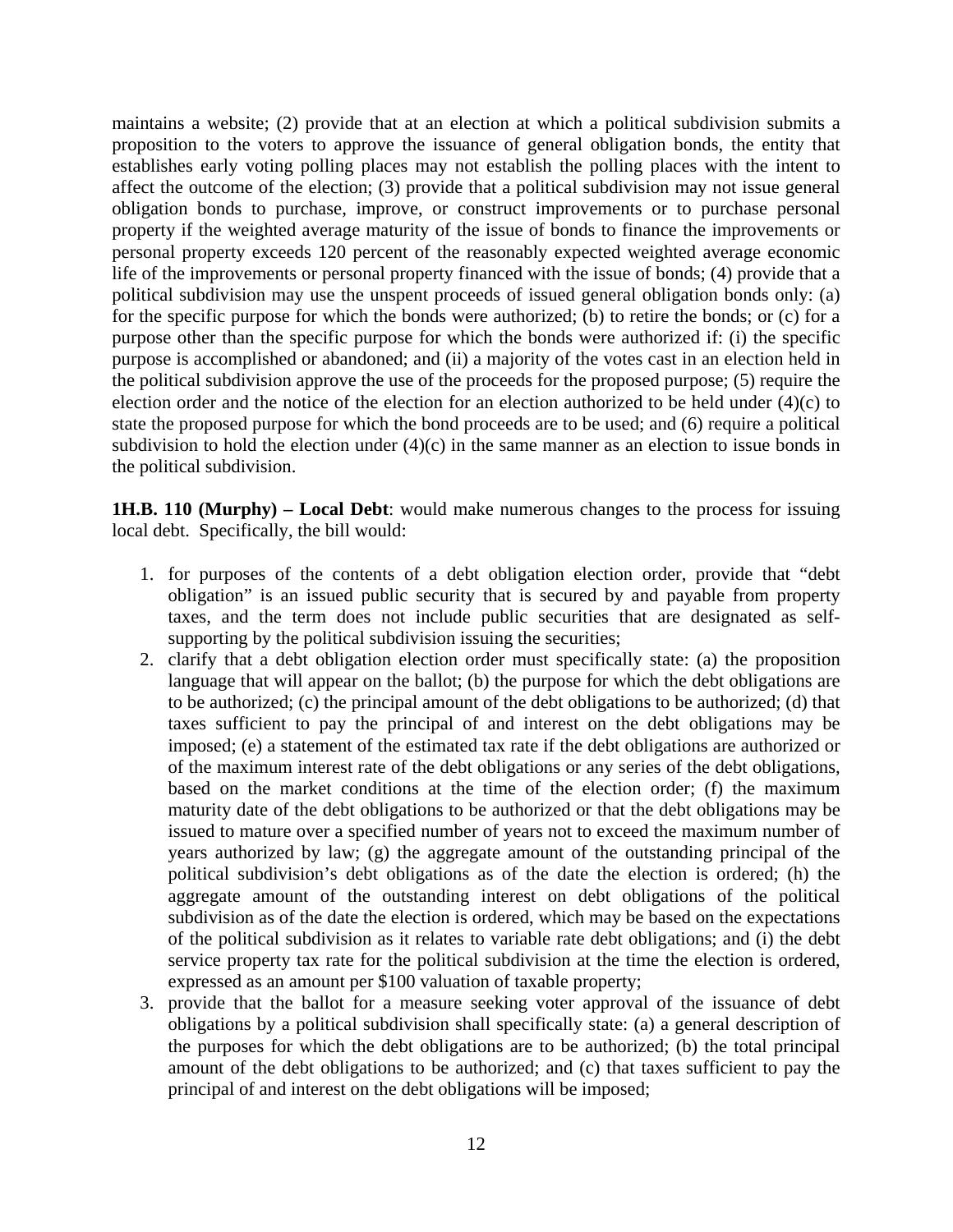maintains a website; (2) provide that at an election at which a political subdivision submits a proposition to the voters to approve the issuance of general obligation bonds, the entity that establishes early voting polling places may not establish the polling places with the intent to affect the outcome of the election; (3) provide that a political subdivision may not issue general obligation bonds to purchase, improve, or construct improvements or to purchase personal property if the weighted average maturity of the issue of bonds to finance the improvements or personal property exceeds 120 percent of the reasonably expected weighted average economic life of the improvements or personal property financed with the issue of bonds; (4) provide that a political subdivision may use the unspent proceeds of issued general obligation bonds only: (a) for the specific purpose for which the bonds were authorized; (b) to retire the bonds; or (c) for a purpose other than the specific purpose for which the bonds were authorized if: (i) the specific purpose is accomplished or abandoned; and (ii) a majority of the votes cast in an election held in the political subdivision approve the use of the proceeds for the proposed purpose; (5) require the election order and the notice of the election for an election authorized to be held under (4)(c) to state the proposed purpose for which the bond proceeds are to be used; and (6) require a political subdivision to hold the election under (4)(c) in the same manner as an election to issue bonds in the political subdivision.

**1H.B. 110 (Murphy) – Local Debt**: would make numerous changes to the process for issuing local debt. Specifically, the bill would:

1. for purposes of the contents of a debt obligation election order, provide that "debt obligation" is an issued public security that is secured by and payable from property taxes, and the term does not include public securities that are designated as self-supporting by the political subdivision issuing the securities;
2. clarify that a debt obligation election order must specifically state: (a) the proposition language that will appear on the ballot; (b) the purpose for which the debt obligations are to be authorized; (c) the principal amount of the debt obligations to be authorized; (d) that taxes sufficient to pay the principal of and interest on the debt obligations may be imposed; (e) a statement of the estimated tax rate if the debt obligations are authorized or of the maximum interest rate of the debt obligations or any series of the debt obligations, based on the market conditions at the time of the election order; (f) the maximum maturity date of the debt obligations to be authorized or that the debt obligations may be issued to mature over a specified number of years not to exceed the maximum number of years authorized by law; (g) the aggregate amount of the outstanding principal of the political subdivision's debt obligations as of the date the election is ordered; (h) the aggregate amount of the outstanding interest on debt obligations of the political subdivision as of the date the election is ordered, which may be based on the expectations of the political subdivision as it relates to variable rate debt obligations; and (i) the debt service property tax rate for the political subdivision at the time the election is ordered, expressed as an amount per $100 valuation of taxable property;
3. provide that the ballot for a measure seeking voter approval of the issuance of debt obligations by a political subdivision shall specifically state: (a) a general description of the purposes for which the debt obligations are to be authorized; (b) the total principal amount of the debt obligations to be authorized; and (c) that taxes sufficient to pay the principal of and interest on the debt obligations will be imposed;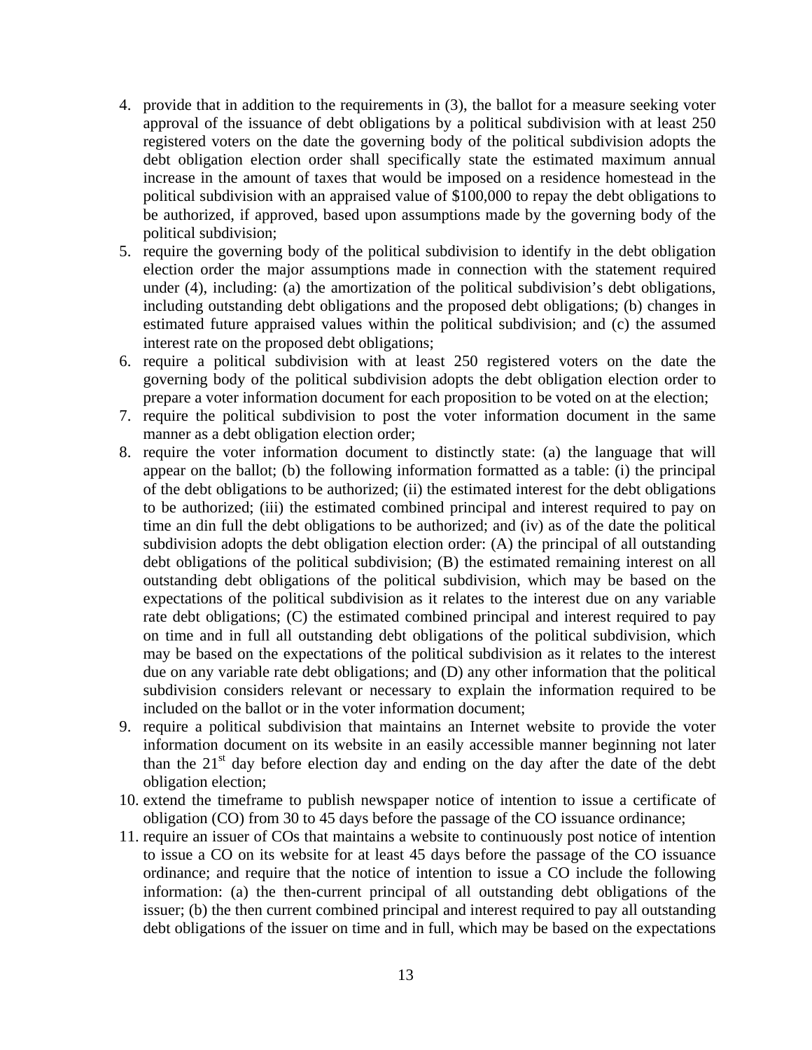4. provide that in addition to the requirements in (3), the ballot for a measure seeking voter approval of the issuance of debt obligations by a political subdivision with at least 250 registered voters on the date the governing body of the political subdivision adopts the debt obligation election order shall specifically state the estimated maximum annual increase in the amount of taxes that would be imposed on a residence homestead in the political subdivision with an appraised value of $100,000 to repay the debt obligations to be authorized, if approved, based upon assumptions made by the governing body of the political subdivision;
5. require the governing body of the political subdivision to identify in the debt obligation election order the major assumptions made in connection with the statement required under (4), including: (a) the amortization of the political subdivision's debt obligations, including outstanding debt obligations and the proposed debt obligations; (b) changes in estimated future appraised values within the political subdivision; and (c) the assumed interest rate on the proposed debt obligations;
6. require a political subdivision with at least 250 registered voters on the date the governing body of the political subdivision adopts the debt obligation election order to prepare a voter information document for each proposition to be voted on at the election;
7. require the political subdivision to post the voter information document in the same manner as a debt obligation election order;
8. require the voter information document to distinctly state: (a) the language that will appear on the ballot; (b) the following information formatted as a table: (i) the principal of the debt obligations to be authorized; (ii) the estimated interest for the debt obligations to be authorized; (iii) the estimated combined principal and interest required to pay on time an din full the debt obligations to be authorized; and (iv) as of the date the political subdivision adopts the debt obligation election order: (A) the principal of all outstanding debt obligations of the political subdivision; (B) the estimated remaining interest on all outstanding debt obligations of the political subdivision, which may be based on the expectations of the political subdivision as it relates to the interest due on any variable rate debt obligations; (C) the estimated combined principal and interest required to pay on time and in full all outstanding debt obligations of the political subdivision, which may be based on the expectations of the political subdivision as it relates to the interest due on any variable rate debt obligations; and (D) any other information that the political subdivision considers relevant or necessary to explain the information required to be included on the ballot or in the voter information document;
9. require a political subdivision that maintains an Internet website to provide the voter information document on its website in an easily accessible manner beginning not later than the 21st day before election day and ending on the day after the date of the debt obligation election;
10. extend the timeframe to publish newspaper notice of intention to issue a certificate of obligation (CO) from 30 to 45 days before the passage of the CO issuance ordinance;
11. require an issuer of COs that maintains a website to continuously post notice of intention to issue a CO on its website for at least 45 days before the passage of the CO issuance ordinance; and require that the notice of intention to issue a CO include the following information: (a) the then-current principal of all outstanding debt obligations of the issuer; (b) the then current combined principal and interest required to pay all outstanding debt obligations of the issuer on time and in full, which may be based on the expectations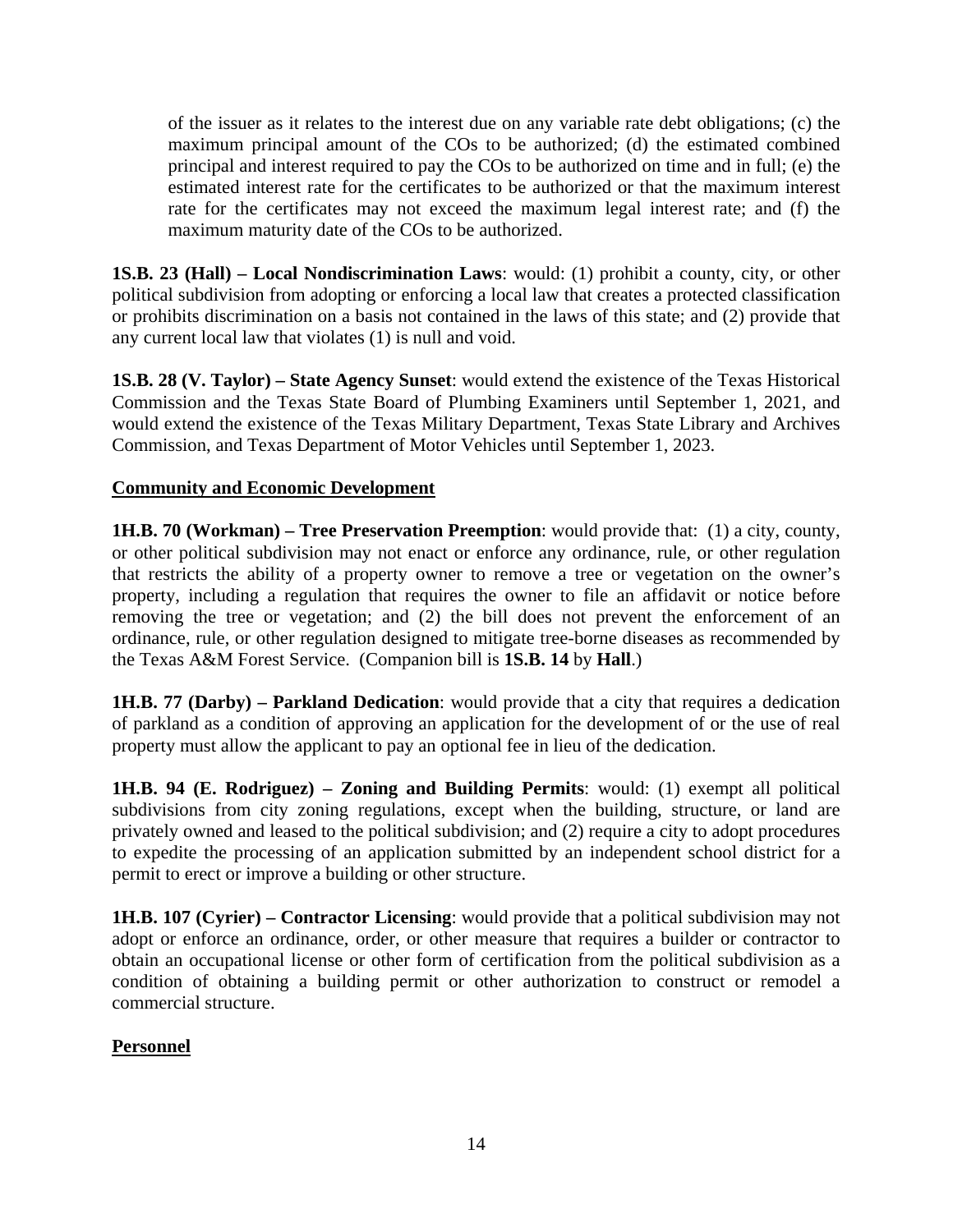of the issuer as it relates to the interest due on any variable rate debt obligations; (c) the maximum principal amount of the COs to be authorized; (d) the estimated combined principal and interest required to pay the COs to be authorized on time and in full; (e) the estimated interest rate for the certificates to be authorized or that the maximum interest rate for the certificates may not exceed the maximum legal interest rate; and (f) the maximum maturity date of the COs to be authorized.

**1S.B. 23 (Hall) – Local Nondiscrimination Laws**: would: (1) prohibit a county, city, or other political subdivision from adopting or enforcing a local law that creates a protected classification or prohibits discrimination on a basis not contained in the laws of this state; and (2) provide that any current local law that violates (1) is null and void.

**1S.B. 28 (V. Taylor) – State Agency Sunset**: would extend the existence of the Texas Historical Commission and the Texas State Board of Plumbing Examiners until September 1, 2021, and would extend the existence of the Texas Military Department, Texas State Library and Archives Commission, and Texas Department of Motor Vehicles until September 1, 2023.

**Community and Economic Development**

**1H.B. 70 (Workman) – Tree Preservation Preemption**: would provide that: (1) a city, county, or other political subdivision may not enact or enforce any ordinance, rule, or other regulation that restricts the ability of a property owner to remove a tree or vegetation on the owner's property, including a regulation that requires the owner to file an affidavit or notice before removing the tree or vegetation; and (2) the bill does not prevent the enforcement of an ordinance, rule, or other regulation designed to mitigate tree-borne diseases as recommended by the Texas A&M Forest Service. (Companion bill is **1S.B. 14** by **Hall**.)

**1H.B. 77 (Darby) – Parkland Dedication**: would provide that a city that requires a dedication of parkland as a condition of approving an application for the development of or the use of real property must allow the applicant to pay an optional fee in lieu of the dedication.

**1H.B. 94 (E. Rodriguez) – Zoning and Building Permits**: would: (1) exempt all political subdivisions from city zoning regulations, except when the building, structure, or land are privately owned and leased to the political subdivision; and (2) require a city to adopt procedures to expedite the processing of an application submitted by an independent school district for a permit to erect or improve a building or other structure.

**1H.B. 107 (Cyrier) – Contractor Licensing**: would provide that a political subdivision may not adopt or enforce an ordinance, order, or other measure that requires a builder or contractor to obtain an occupational license or other form of certification from the political subdivision as a condition of obtaining a building permit or other authorization to construct or remodel a commercial structure.

**Personnel**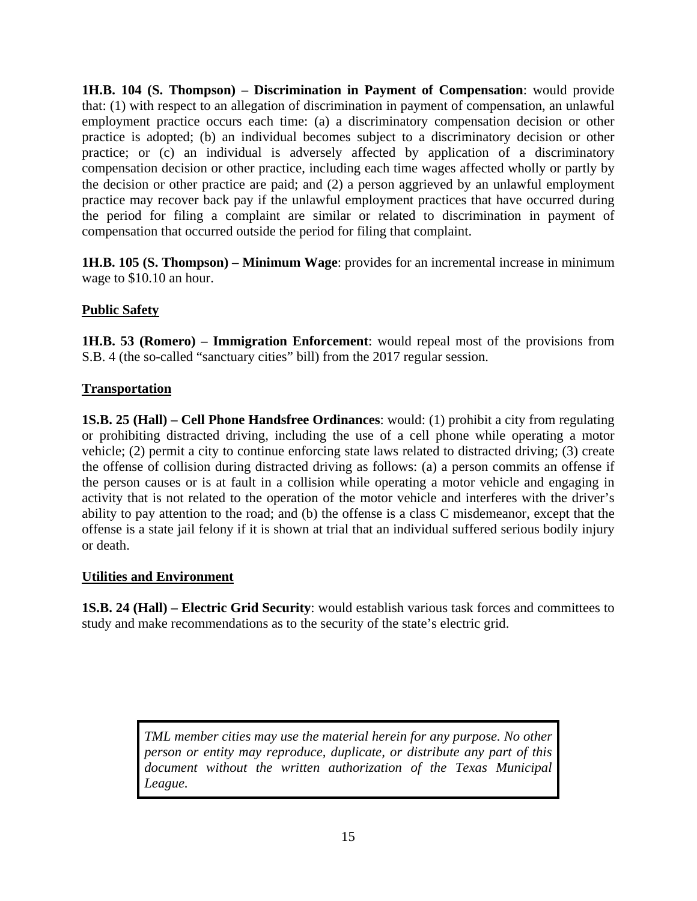**1H.B. 104 (S. Thompson) – Discrimination in Payment of Compensation**: would provide that: (1) with respect to an allegation of discrimination in payment of compensation, an unlawful employment practice occurs each time: (a) a discriminatory compensation decision or other practice is adopted; (b) an individual becomes subject to a discriminatory decision or other practice; or (c) an individual is adversely affected by application of a discriminatory compensation decision or other practice, including each time wages affected wholly or partly by the decision or other practice are paid; and (2) a person aggrieved by an unlawful employment practice may recover back pay if the unlawful employment practices that have occurred during the period for filing a complaint are similar or related to discrimination in payment of compensation that occurred outside the period for filing that complaint.

**1H.B. 105 (S. Thompson) – Minimum Wage**: provides for an incremental increase in minimum wage to $10.10 an hour.

## Public Safety

**1H.B. 53 (Romero) – Immigration Enforcement**: would repeal most of the provisions from S.B. 4 (the so-called "sanctuary cities" bill) from the 2017 regular session.

## Transportation

**1S.B. 25 (Hall) – Cell Phone Handsfree Ordinances**: would: (1) prohibit a city from regulating or prohibiting distracted driving, including the use of a cell phone while operating a motor vehicle; (2) permit a city to continue enforcing state laws related to distracted driving; (3) create the offense of collision during distracted driving as follows: (a) a person commits an offense if the person causes or is at fault in a collision while operating a motor vehicle and engaging in activity that is not related to the operation of the motor vehicle and interferes with the driver's ability to pay attention to the road; and (b) the offense is a class C misdemeanor, except that the offense is a state jail felony if it is shown at trial that an individual suffered serious bodily injury or death.

## Utilities and Environment

**1S.B. 24 (Hall) – Electric Grid Security**: would establish various task forces and committees to study and make recommendations as to the security of the state's electric grid.

*TML member cities may use the material herein for any purpose. No other person or entity may reproduce, duplicate, or distribute any part of this document without the written authorization of the Texas Municipal League.*